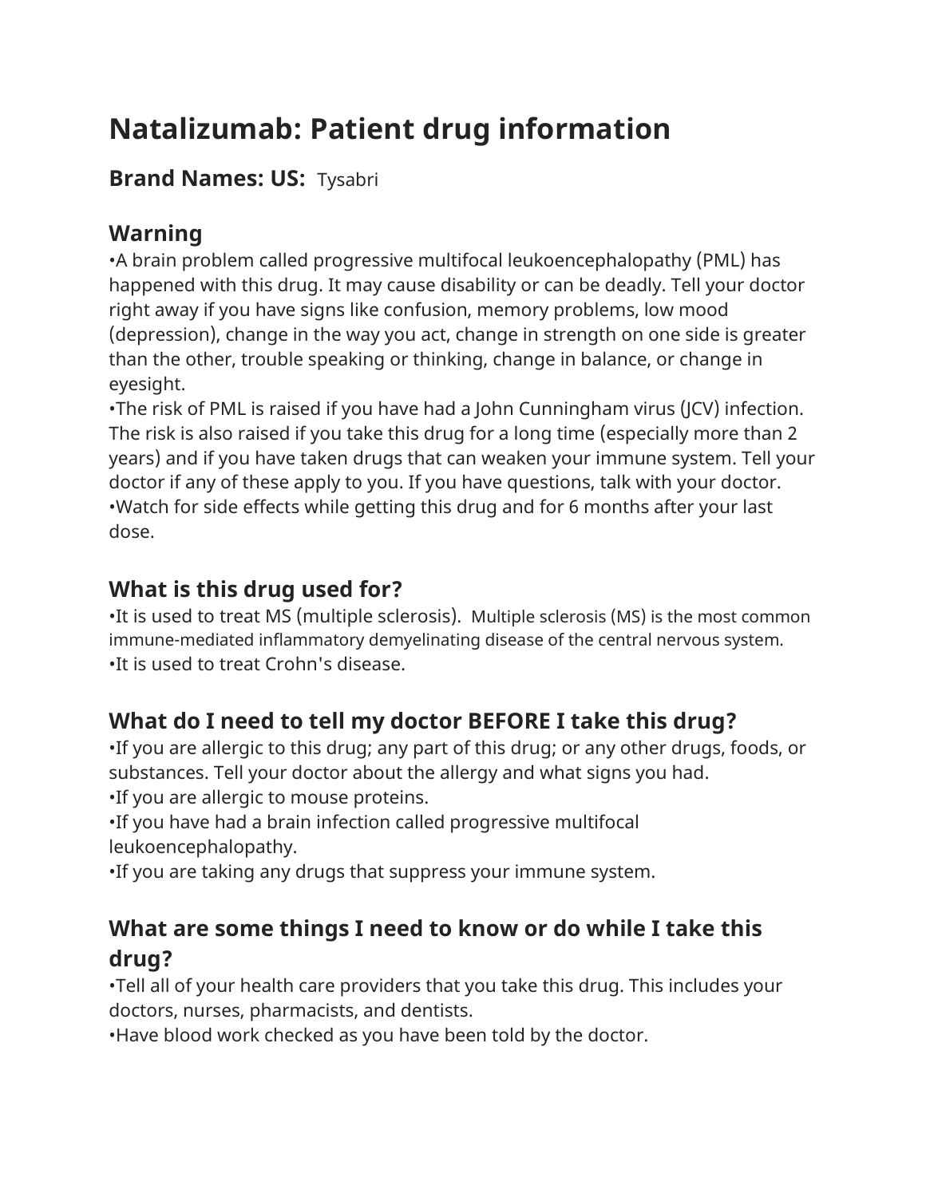# Natalizumab: Patient drug information

**Brand Names: US:** Tysabri

## Warning

•A brain problem called progressive multifocal leukoencephalopathy (PML) has happened with this drug. It may cause disability or can be deadly. Tell your doctor right away if you have signs like confusion, memory problems, low mood (depression), change in the way you act, change in strength on one side is greater than the other, trouble speaking or thinking, change in balance, or change in eyesight.
•The risk of PML is raised if you have had a John Cunningham virus (JCV) infection. The risk is also raised if you take this drug for a long time (especially more than 2 years) and if you have taken drugs that can weaken your immune system. Tell your doctor if any of these apply to you. If you have questions, talk with your doctor.
•Watch for side effects while getting this drug and for 6 months after your last dose.

## What is this drug used for?

•It is used to treat MS (multiple sclerosis). Multiple sclerosis (MS) is the most common immune-mediated inflammatory demyelinating disease of the central nervous system.
•It is used to treat Crohn's disease.

## What do I need to tell my doctor BEFORE I take this drug?

•If you are allergic to this drug; any part of this drug; or any other drugs, foods, or substances. Tell your doctor about the allergy and what signs you had.
•If you are allergic to mouse proteins.
•If you have had a brain infection called progressive multifocal leukoencephalopathy.
•If you are taking any drugs that suppress your immune system.

## What are some things I need to know or do while I take this drug?

•Tell all of your health care providers that you take this drug. This includes your doctors, nurses, pharmacists, and dentists.
•Have blood work checked as you have been told by the doctor.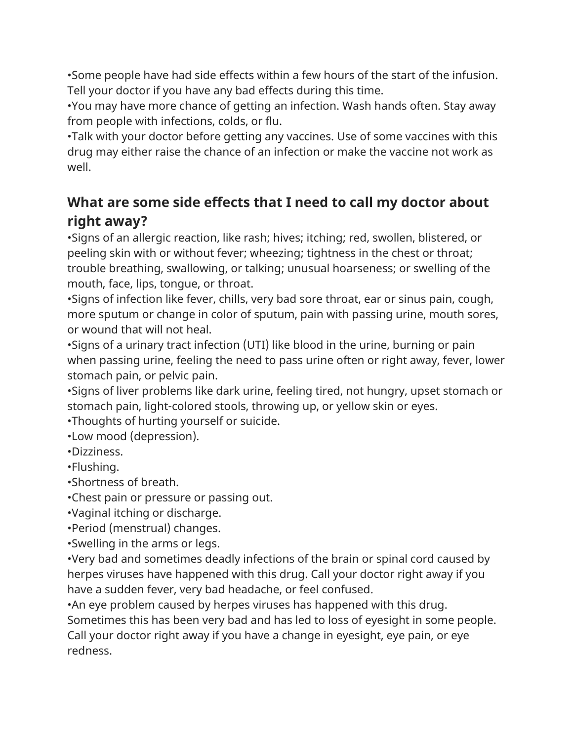•Some people have had side effects within a few hours of the start of the infusion. Tell your doctor if you have any bad effects during this time.
•You may have more chance of getting an infection. Wash hands often. Stay away from people with infections, colds, or flu.
•Talk with your doctor before getting any vaccines. Use of some vaccines with this drug may either raise the chance of an infection or make the vaccine not work as well.

## What are some side effects that I need to call my doctor about right away?

•Signs of an allergic reaction, like rash; hives; itching; red, swollen, blistered, or peeling skin with or without fever; wheezing; tightness in the chest or throat; trouble breathing, swallowing, or talking; unusual hoarseness; or swelling of the mouth, face, lips, tongue, or throat.
•Signs of infection like fever, chills, very bad sore throat, ear or sinus pain, cough, more sputum or change in color of sputum, pain with passing urine, mouth sores, or wound that will not heal.
•Signs of a urinary tract infection (UTI) like blood in the urine, burning or pain when passing urine, feeling the need to pass urine often or right away, fever, lower stomach pain, or pelvic pain.
•Signs of liver problems like dark urine, feeling tired, not hungry, upset stomach or stomach pain, light-colored stools, throwing up, or yellow skin or eyes.
•Thoughts of hurting yourself or suicide.
•Low mood (depression).
•Dizziness.
•Flushing.
•Shortness of breath.
•Chest pain or pressure or passing out.
•Vaginal itching or discharge.
•Period (menstrual) changes.
•Swelling in the arms or legs.
•Very bad and sometimes deadly infections of the brain or spinal cord caused by herpes viruses have happened with this drug. Call your doctor right away if you have a sudden fever, very bad headache, or feel confused.
•An eye problem caused by herpes viruses has happened with this drug. Sometimes this has been very bad and has led to loss of eyesight in some people. Call your doctor right away if you have a change in eyesight, eye pain, or eye redness.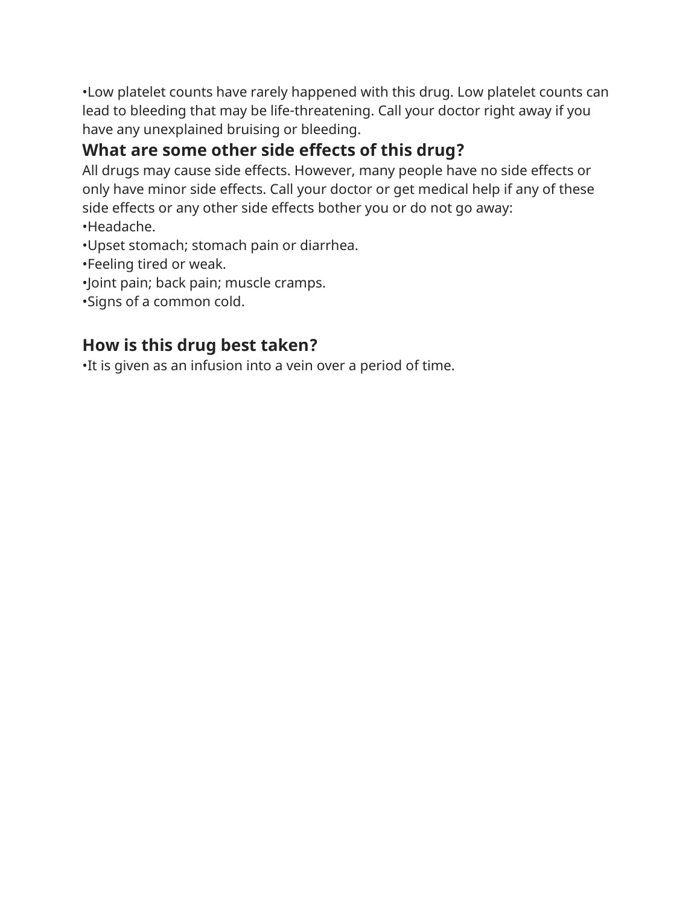- Low platelet counts have rarely happened with this drug. Low platelet counts can lead to bleeding that may be life-threatening. Call your doctor right away if you have any unexplained bruising or bleeding.

## What are some other side effects of this drug?

All drugs may cause side effects. However, many people have no side effects or only have minor side effects. Call your doctor or get medical help if any of these side effects or any other side effects bother you or do not go away:

- Headache.
- Upset stomach; stomach pain or diarrhea.
- Feeling tired or weak.
- Joint pain; back pain; muscle cramps.
- Signs of a common cold.

## How is this drug best taken?

- It is given as an infusion into a vein over a period of time.